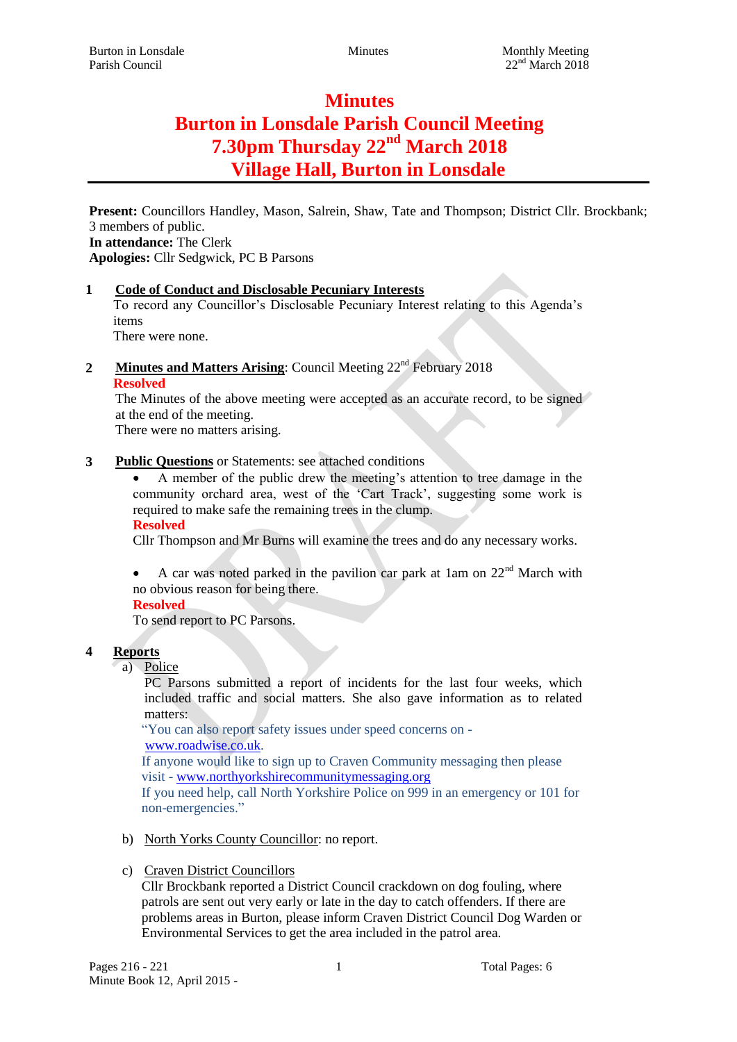# Minutes
# Burton in Lonsdale Parish Council Meeting
# 7.30pm Thursday 22nd March 2018
# Village Hall, Burton in Lonsdale

**Present:** Councillors Handley, Mason, Salrein, Shaw, Tate and Thompson; District Cllr. Brockbank; 3 members of public.
**In attendance:** The Clerk
**Apologies:** Cllr Sedgwick, PC B Parsons

**1 Code of Conduct and Disclosable Pecuniary Interests**

To record any Councillor's Disclosable Pecuniary Interest relating to this Agenda's items

There were none.

**2 Minutes and Matters Arising**: Council Meeting 22nd February 2018

**Resolved**

The Minutes of the above meeting were accepted as an accurate record, to be signed at the end of the meeting.

There were no matters arising.

**3 Public Questions** or Statements: see attached conditions

- A member of the public drew the meeting's attention to tree damage in the community orchard area, west of the 'Cart Track', suggesting some work is required to make safe the remaining trees in the clump.

  **Resolved**

  Cllr Thompson and Mr Burns will examine the trees and do any necessary works.

- A car was noted parked in the pavilion car park at 1am on 22nd March with no obvious reason for being there.

  **Resolved**

  To send report to PC Parsons.

**4 Reports**

a) Police

PC Parsons submitted a report of incidents for the last four weeks, which included traffic and social matters. She also gave information as to related matters:

"You can also report safety issues under speed concerns on - www.roadwise.co.uk.
If anyone would like to sign up to Craven Community messaging then please visit - www.northyorkshirecommunitymessaging.org
If you need help, call North Yorkshire Police on 999 in an emergency or 101 for non-emergencies."

b) North Yorks County Councillor: no report.

c) Craven District Councillors

Cllr Brockbank reported a District Council crackdown on dog fouling, where patrols are sent out very early or late in the day to catch offenders. If there are problems areas in Burton, please inform Craven District Council Dog Warden or Environmental Services to get the area included in the patrol area.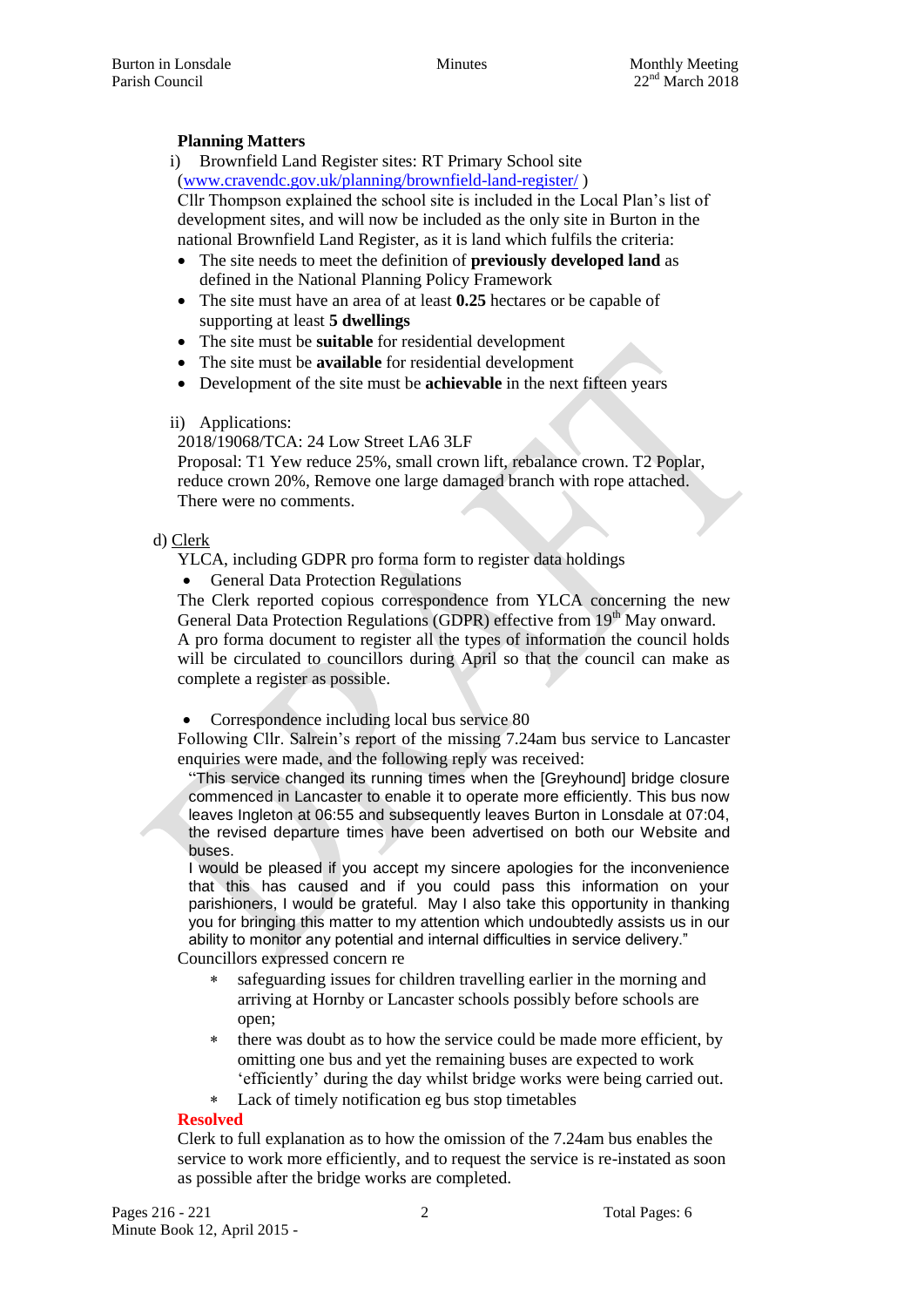**Planning Matters**

i) Brownfield Land Register sites: RT Primary School site ([www.cravendc.gov.uk/planning/brownfield-land-register/](www.cravendc.gov.uk/planning/brownfield-land-register/) )

Cllr Thompson explained the school site is included in the Local Plan's list of development sites, and will now be included as the only site in Burton in the national Brownfield Land Register, as it is land which fulfils the criteria:

- The site needs to meet the definition of **previously developed land** as defined in the National Planning Policy Framework
- The site must have an area of at least **0.25** hectares or be capable of supporting at least **5 dwellings**
- The site must be **suitable** for residential development
- The site must be **available** for residential development
- Development of the site must be **achievable** in the next fifteen years

ii) Applications:

2018/19068/TCA: 24 Low Street LA6 3LF

Proposal: T1 Yew reduce 25%, small crown lift, rebalance crown. T2 Poplar, reduce crown 20%, Remove one large damaged branch with rope attached.

There were no comments.

d) Clerk

YLCA, including GDPR pro forma form to register data holdings

- General Data Protection Regulations

The Clerk reported copious correspondence from YLCA concerning the new General Data Protection Regulations (GDPR) effective from 19th May onward. A pro forma document to register all the types of information the council holds will be circulated to councillors during April so that the council can make as complete a register as possible.

- Correspondence including local bus service 80

Following Cllr. Salrein's report of the missing 7.24am bus service to Lancaster enquiries were made, and the following reply was received:

"This service changed its running times when the [Greyhound] bridge closure commenced in Lancaster to enable it to operate more efficiently. This bus now leaves Ingleton at 06:55 and subsequently leaves Burton in Lonsdale at 07:04, the revised departure times have been advertised on both our Website and buses.
I would be pleased if you accept my sincere apologies for the inconvenience that this has caused and if you could pass this information on your parishioners, I would be grateful. May I also take this opportunity in thanking you for bringing this matter to my attention which undoubtedly assists us in our ability to monitor any potential and internal difficulties in service delivery."

Councillors expressed concern re

* safeguarding issues for children travelling earlier in the morning and arriving at Hornby or Lancaster schools possibly before schools are open;
* there was doubt as to how the service could be made more efficient, by omitting one bus and yet the remaining buses are expected to work 'efficiently' during the day whilst bridge works were being carried out.
* Lack of timely notification eg bus stop timetables

**Resolved**

Clerk to full explanation as to how the omission of the 7.24am bus enables the service to work more efficiently, and to request the service is re-instated as soon as possible after the bridge works are completed.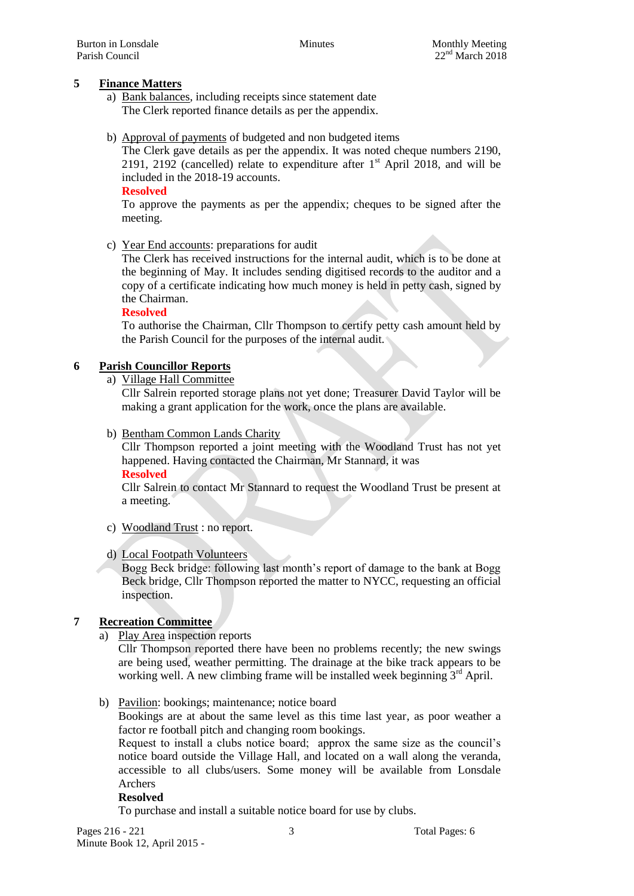## 5 Finance Matters

a) Bank balances, including receipts since statement date
The Clerk reported finance details as per the appendix.

b) Approval of payments of budgeted and non budgeted items
The Clerk gave details as per the appendix. It was noted cheque numbers 2190, 2191, 2192 (cancelled) relate to expenditure after 1st April 2018, and will be included in the 2018-19 accounts.
**Resolved**
To approve the payments as per the appendix; cheques to be signed after the meeting.

c) Year End accounts: preparations for audit
The Clerk has received instructions for the internal audit, which is to be done at the beginning of May. It includes sending digitised records to the auditor and a copy of a certificate indicating how much money is held in petty cash, signed by the Chairman.
**Resolved**
To authorise the Chairman, Cllr Thompson to certify petty cash amount held by the Parish Council for the purposes of the internal audit.

## 6 Parish Councillor Reports

a) Village Hall Committee
Cllr Salrein reported storage plans not yet done; Treasurer David Taylor will be making a grant application for the work, once the plans are available.

b) Bentham Common Lands Charity
Cllr Thompson reported a joint meeting with the Woodland Trust has not yet happened. Having contacted the Chairman, Mr Stannard, it was
**Resolved**
Cllr Salrein to contact Mr Stannard to request the Woodland Trust be present at a meeting.

c) Woodland Trust : no report.

d) Local Footpath Volunteers
Bogg Beck bridge: following last month's report of damage to the bank at Bogg Beck bridge, Cllr Thompson reported the matter to NYCC, requesting an official inspection.

## 7 Recreation Committee

a) Play Area inspection reports
Cllr Thompson reported there have been no problems recently; the new swings are being used, weather permitting. The drainage at the bike track appears to be working well. A new climbing frame will be installed week beginning 3rd April.

b) Pavilion: bookings; maintenance; notice board
Bookings are at about the same level as this time last year, as poor weather a factor re football pitch and changing room bookings.
Request to install a clubs notice board; approx the same size as the council's notice board outside the Village Hall, and located on a wall along the veranda, accessible to all clubs/users. Some money will be available from Lonsdale Archers
**Resolved**
To purchase and install a suitable notice board for use by clubs.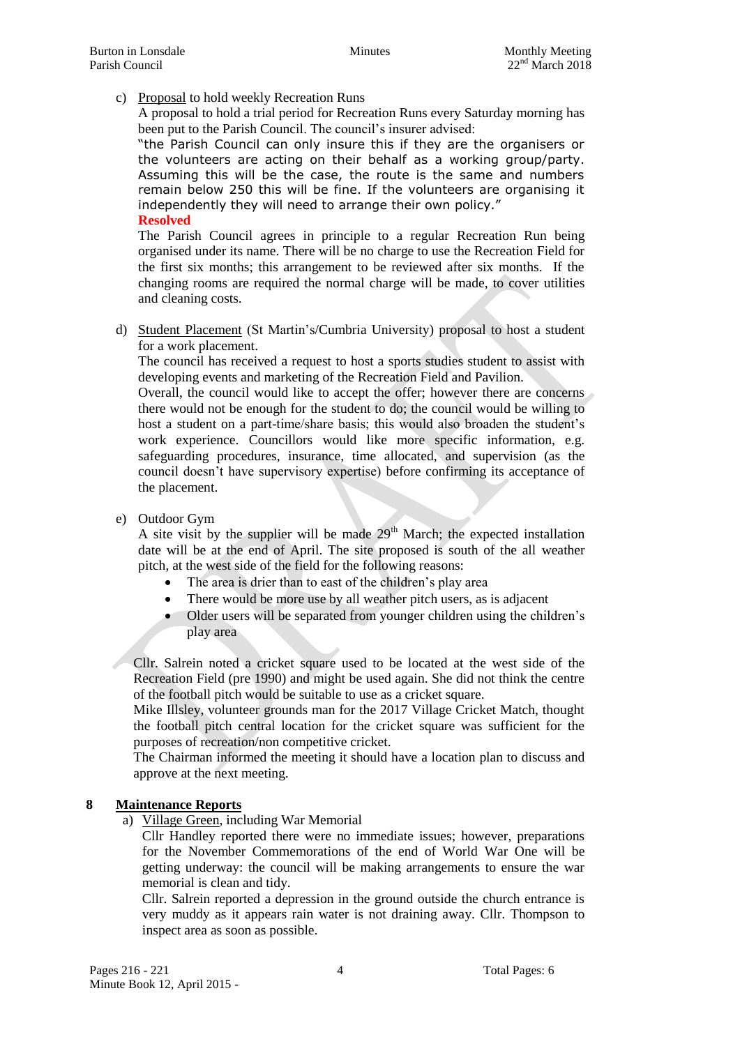c) Proposal to hold weekly Recreation Runs

A proposal to hold a trial period for Recreation Runs every Saturday morning has been put to the Parish Council. The council's insurer advised:

"the Parish Council can only insure this if they are the organisers or the volunteers are acting on their behalf as a working group/party. Assuming this will be the case, the route is the same and numbers remain below 250 this will be fine. If the volunteers are organising it independently they will need to arrange their own policy."

**Resolved**

The Parish Council agrees in principle to a regular Recreation Run being organised under its name. There will be no charge to use the Recreation Field for the first six months; this arrangement to be reviewed after six months. If the changing rooms are required the normal charge will be made, to cover utilities and cleaning costs.

d) Student Placement (St Martin's/Cumbria University) proposal to host a student for a work placement.

The council has received a request to host a sports studies student to assist with developing events and marketing of the Recreation Field and Pavilion.

Overall, the council would like to accept the offer; however there are concerns there would not be enough for the student to do; the council would be willing to host a student on a part-time/share basis; this would also broaden the student's work experience. Councillors would like more specific information, e.g. safeguarding procedures, insurance, time allocated, and supervision (as the council doesn't have supervisory expertise) before confirming its acceptance of the placement.

e) Outdoor Gym

A site visit by the supplier will be made 29th March; the expected installation date will be at the end of April. The site proposed is south of the all weather pitch, at the west side of the field for the following reasons:

- The area is drier than to east of the children's play area
- There would be more use by all weather pitch users, as is adjacent
- Older users will be separated from younger children using the children's play area

Cllr. Salrein noted a cricket square used to be located at the west side of the Recreation Field (pre 1990) and might be used again. She did not think the centre of the football pitch would be suitable to use as a cricket square.

Mike Illsley, volunteer grounds man for the 2017 Village Cricket Match, thought the football pitch central location for the cricket square was sufficient for the purposes of recreation/non competitive cricket.

The Chairman informed the meeting it should have a location plan to discuss and approve at the next meeting.

## 8 Maintenance Reports

a) Village Green, including War Memorial

Cllr Handley reported there were no immediate issues; however, preparations for the November Commemorations of the end of World War One will be getting underway: the council will be making arrangements to ensure the war memorial is clean and tidy.

Cllr. Salrein reported a depression in the ground outside the church entrance is very muddy as it appears rain water is not draining away. Cllr. Thompson to inspect area as soon as possible.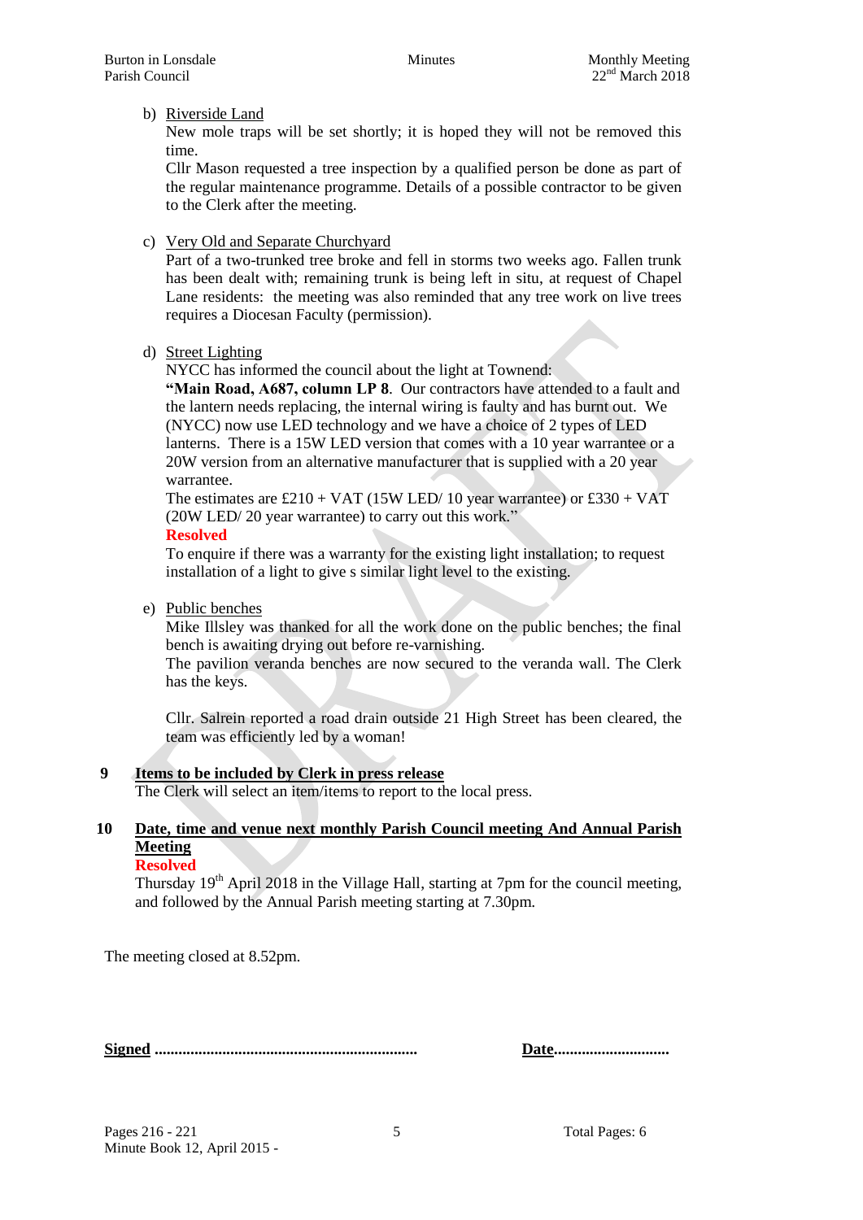b) Riverside Land

New mole traps will be set shortly; it is hoped they will not be removed this time.

Cllr Mason requested a tree inspection by a qualified person be done as part of the regular maintenance programme. Details of a possible contractor to be given to the Clerk after the meeting.

c) Very Old and Separate Churchyard

Part of a two-trunked tree broke and fell in storms two weeks ago. Fallen trunk has been dealt with; remaining trunk is being left in situ, at request of Chapel Lane residents: the meeting was also reminded that any tree work on live trees requires a Diocesan Faculty (permission).

d) Street Lighting

NYCC has informed the council about the light at Townend:

**"Main Road, A687, column LP 8**. Our contractors have attended to a fault and the lantern needs replacing, the internal wiring is faulty and has burnt out. We (NYCC) now use LED technology and we have a choice of 2 types of LED lanterns. There is a 15W LED version that comes with a 10 year warrantee or a 20W version from an alternative manufacturer that is supplied with a 20 year warrantee.

The estimates are £210 + VAT (15W LED/ 10 year warrantee) or £330 + VAT (20W LED/ 20 year warrantee) to carry out this work."

**Resolved**

To enquire if there was a warranty for the existing light installation; to request installation of a light to give s similar light level to the existing.

e) Public benches

Mike Illsley was thanked for all the work done on the public benches; the final bench is awaiting drying out before re-varnishing.

The pavilion veranda benches are now secured to the veranda wall. The Clerk has the keys.

Cllr. Salrein reported a road drain outside 21 High Street has been cleared, the team was efficiently led by a woman!

**9 Items to be included by Clerk in press release**

The Clerk will select an item/items to report to the local press.

**10 Date, time and venue next monthly Parish Council meeting And Annual Parish Meeting**

**Resolved**

Thursday 19th April 2018 in the Village Hall, starting at 7pm for the council meeting, and followed by the Annual Parish meeting starting at 7.30pm.

The meeting closed at 8.52pm.

**Signed** ................................................................ **Date**............................

Pages 216 - 221

Minute Book 12, April 2015 -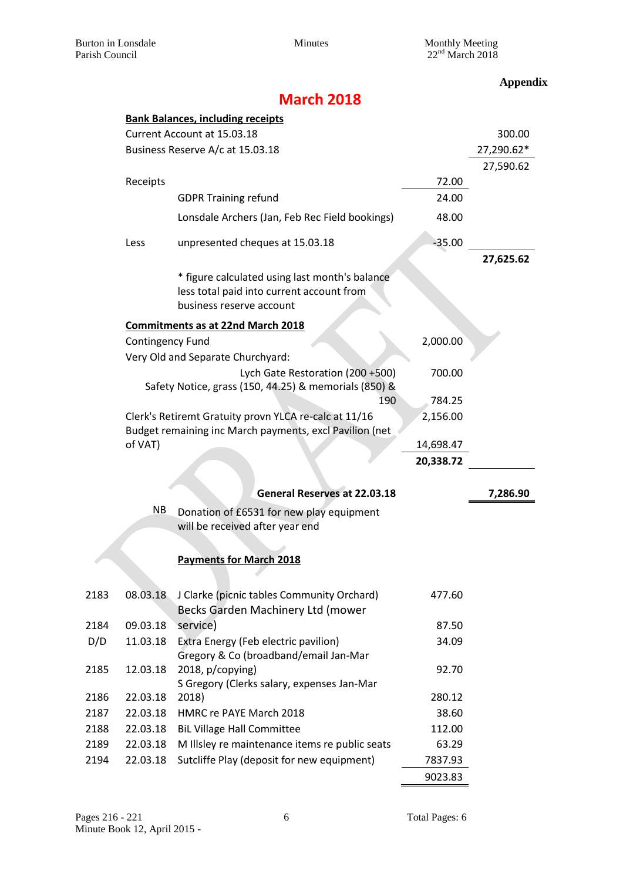**Appendix**

# March 2018

| | | | |
|---|---|---|---|
| **Bank Balances, including receipts** | | | |
| Current Account at 15.03.18 | | | 300.00 |
| Business Reserve A/c at 15.03.18 | | | 27,290.62* |
| | | | 27,590.62 |
| Receipts | | 72.00 | |
| | GDPR Training refund | 24.00 | |
| | Lonsdale Archers (Jan, Feb Rec Field bookings) | 48.00 | |
| Less | unpresented cheques at 15.03.18 | -35.00 | |
| | | | **27,625.62** |
| | * figure calculated using last month's balance less total paid into current account from business reserve account | | |
| **Commitments as at 22nd March 2018** | | | |
| Contingency Fund | | 2,000.00 | |
| Very Old and Separate Churchyard: | | | |
| | Lych Gate Restoration (200 +500) | 700.00 | |
| | Safety Notice, grass (150, 44.25) & memorials (850) & 190 | 784.25 | |
| Clerk's Retiremt Gratuity provn YLCA re-calc at 11/16 | | 2,156.00 | |
| Budget remaining inc March payments, excl Pavilion (net of VAT) | | 14,698.47 | |
| | | **20,338.72** | |
| | **General Reserves at 22.03.18** | | **7,286.90** |
| NB | Donation of £6531 for new play equipment will be received after year end | | |

**Payments for March 2018**

| | | | |
|---|---|---|---|
| 2183 | 08.03.18 | J Clarke (picnic tables Community Orchard) | 477.60 |
| 2184 | 09.03.18 | Becks Garden Machinery Ltd (mower service) | 87.50 |
| D/D | 11.03.18 | Extra Energy (Feb electric pavilion) | 34.09 |
| 2185 | 12.03.18 | Gregory & Co (broadband/email Jan-Mar 2018, p/copying) | 92.70 |
| 2186 | 22.03.18 | S Gregory (Clerks salary, expenses Jan-Mar 2018) | 280.12 |
| 2187 | 22.03.18 | HMRC re PAYE March 2018 | 38.60 |
| 2188 | 22.03.18 | BiL Village Hall Committee | 112.00 |
| 2189 | 22.03.18 | M Illsley re maintenance items re public seats | 63.29 |
| 2194 | 22.03.18 | Sutcliffe Play (deposit for new equipment) | 7837.93 |
| | | | 9023.83 |